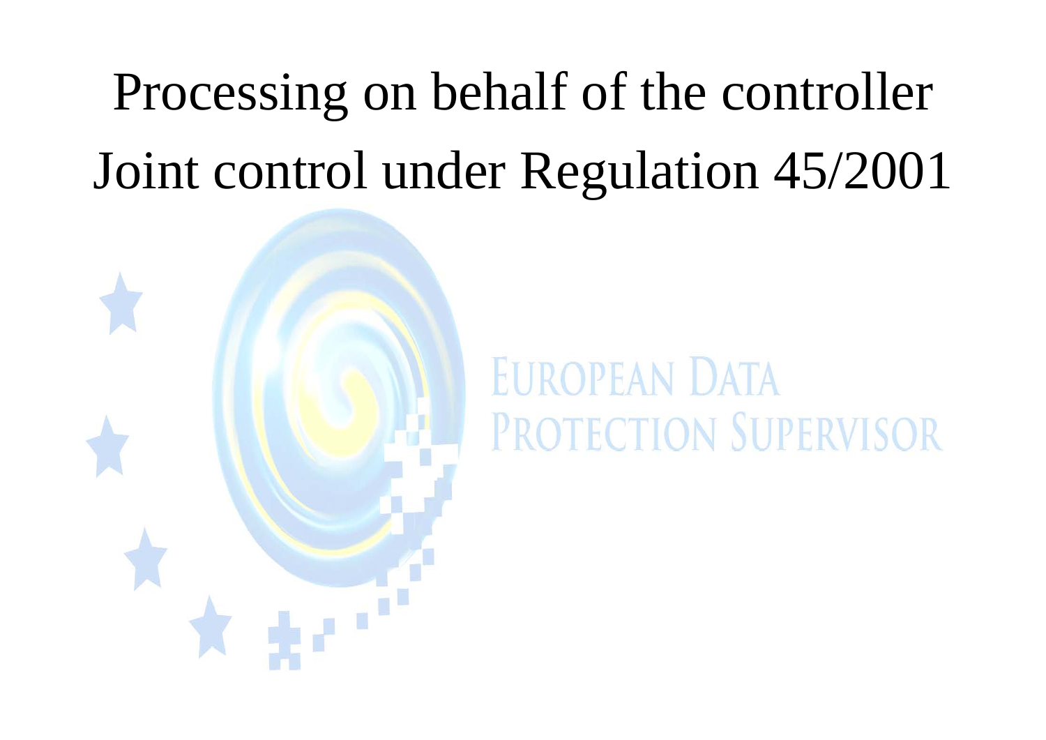# Processing on behalf of the controller

# Joint control under Regulation 45/2001

EUROPEAN DATA PROTECTION SUPERVISOR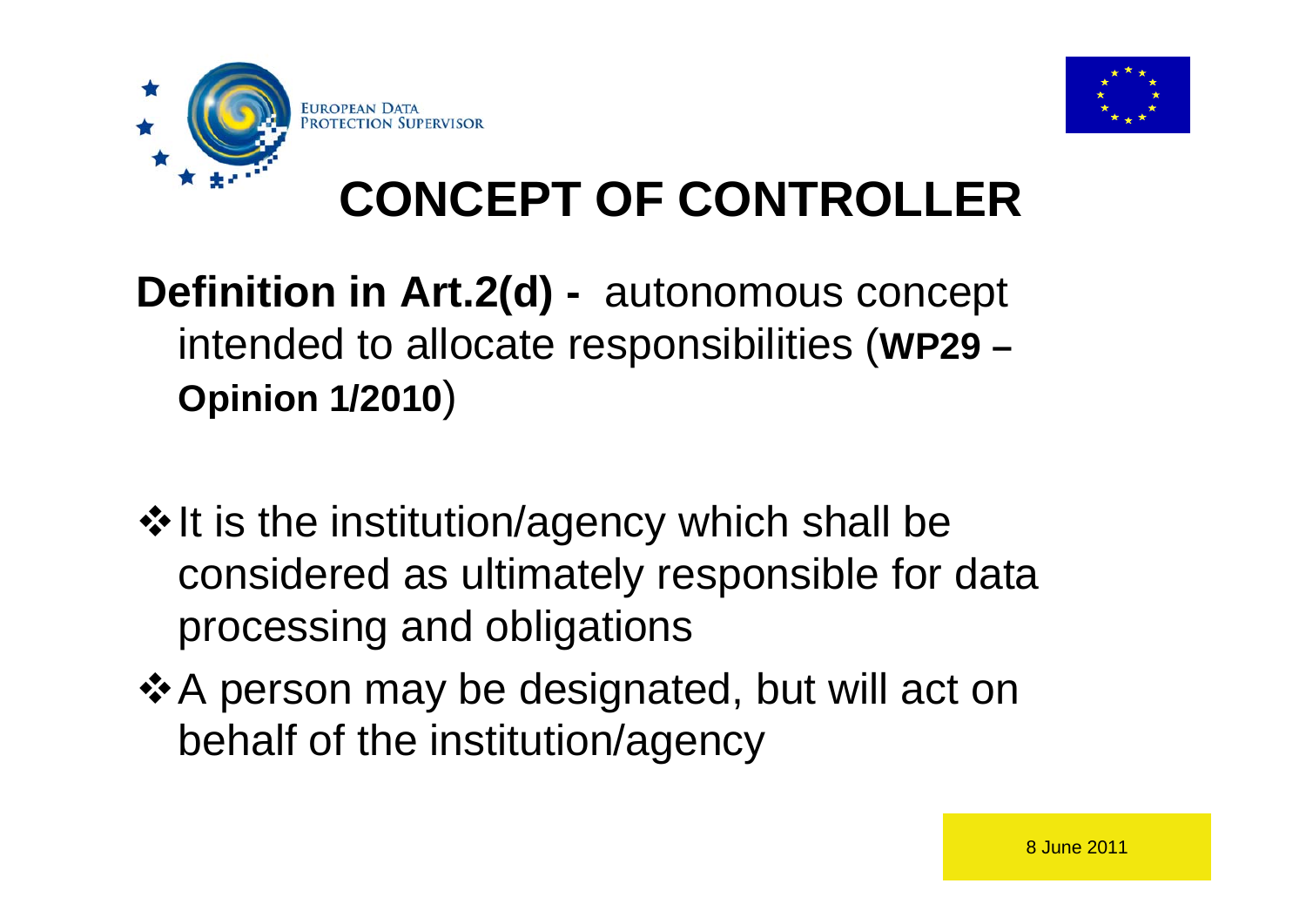# CONCEPT OF CONTROLLER

**Definition in Art.2(d) -** autonomous concept intended to allocate responsibilities (**WP29 – Opinion 1/2010**)

- It is the institution/agency which shall be considered as ultimately responsible for data processing and obligations
- A person may be designated, but will act on behalf of the institution/agency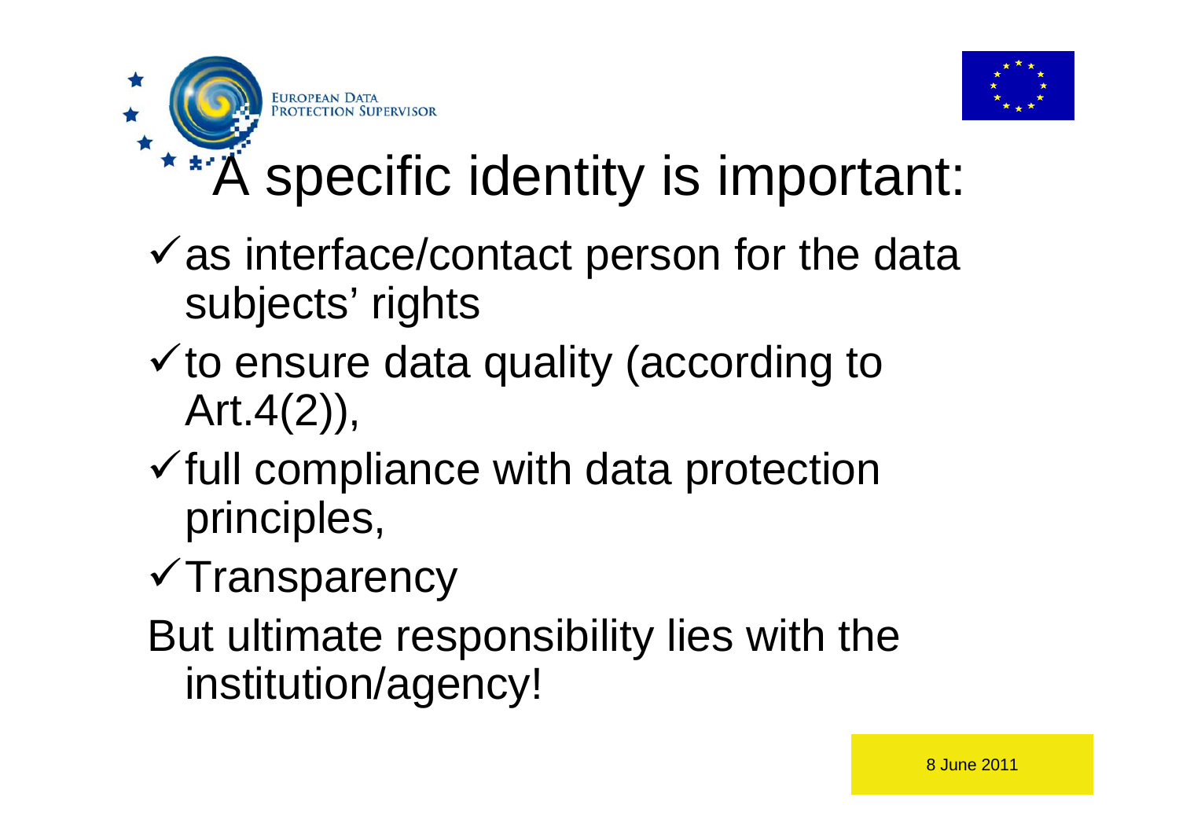# A specific identity is important:

- ✓ as interface/contact person for the data subjects' rights
- ✓ to ensure data quality (according to Art.4(2)),
- ✓ full compliance with data protection principles,
- ✓ Transparency

But ultimate responsibility lies with the institution/agency!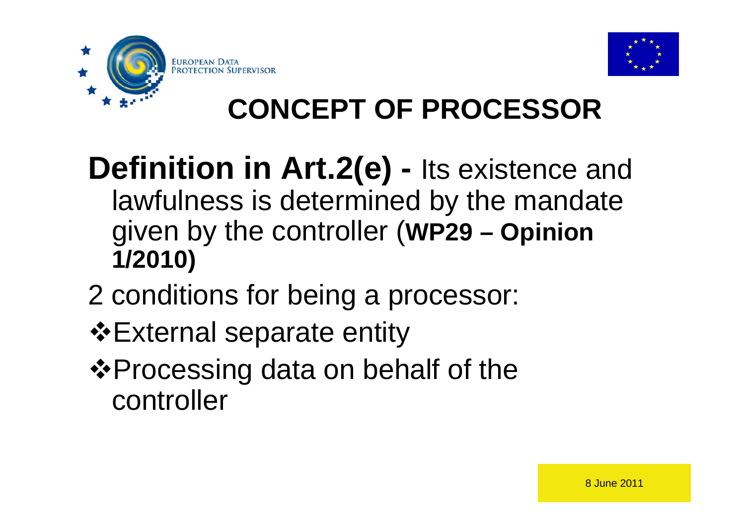# CONCEPT OF PROCESSOR

**Definition in Art.2(e) -** Its existence and lawfulness is determined by the mandate given by the controller (**WP29 – Opinion 1/2010)**

2 conditions for being a processor:

- ❖External separate entity
- ❖Processing data on behalf of the controller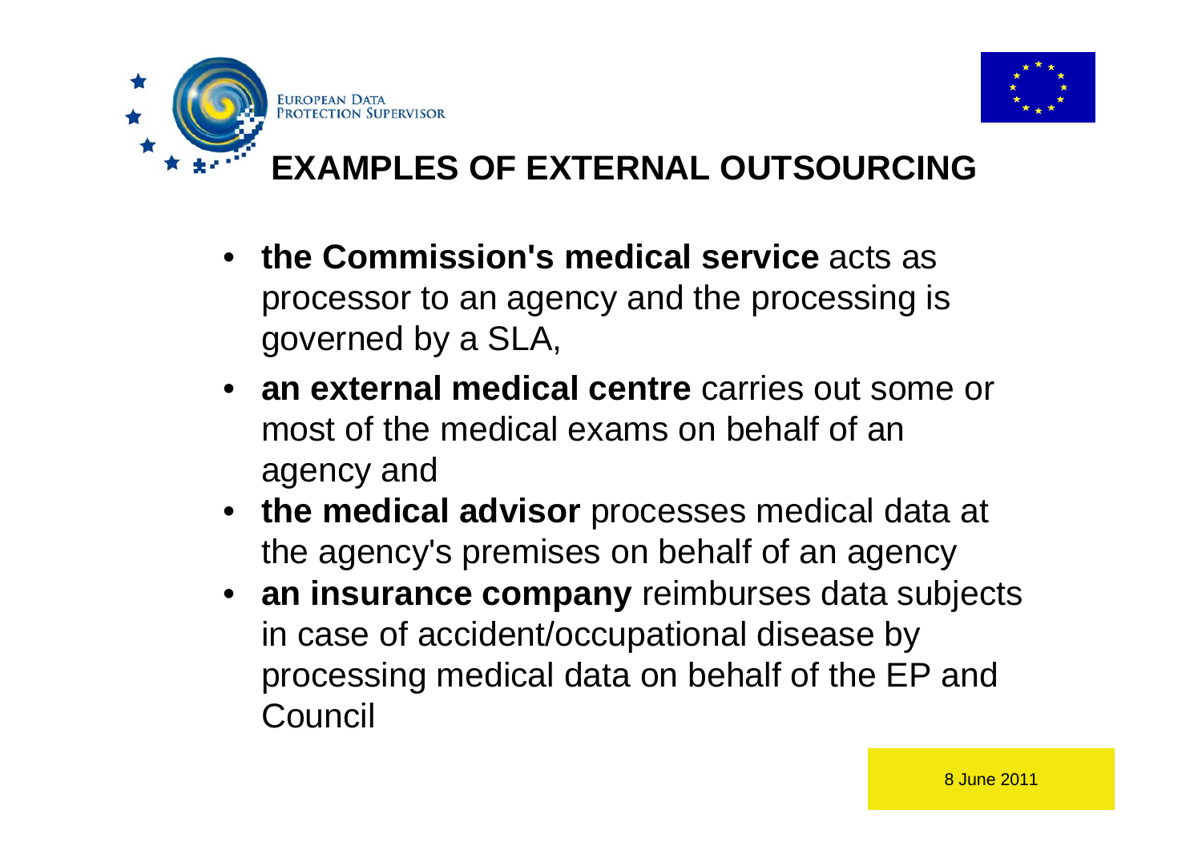# EXAMPLES OF EXTERNAL OUTSOURCING

- **the Commission's medical service** acts as processor to an agency and the processing is governed by a SLA,
- **an external medical centre** carries out some or most of the medical exams on behalf of an agency and
- **the medical advisor** processes medical data at the agency's premises on behalf of an agency
- **an insurance company** reimburses data subjects in case of accident/occupational disease by processing medical data on behalf of the EP and Council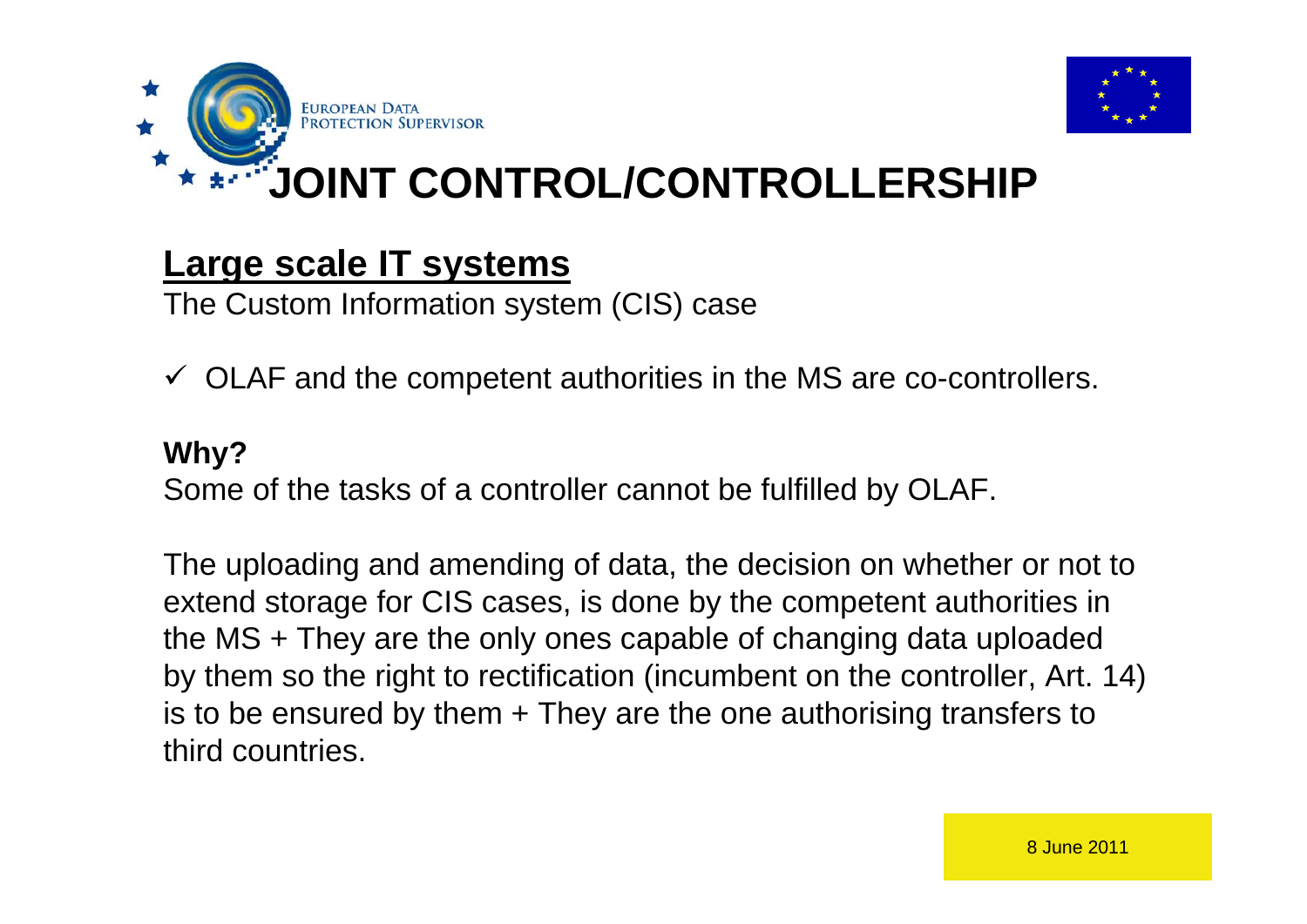# JOINT CONTROL/CONTROLLERSHIP

## Large scale IT systems

The Custom Information system (CIS) case

- ✓ OLAF and the competent authorities in the MS are co-controllers.

**Why?**

Some of the tasks of a controller cannot be fulfilled by OLAF.

The uploading and amending of data, the decision on whether or not to extend storage for CIS cases, is done by the competent authorities in the MS + They are the only ones capable of changing data uploaded by them so the right to rectification (incumbent on the controller, Art. 14) is to be ensured by them + They are the one authorising transfers to third countries.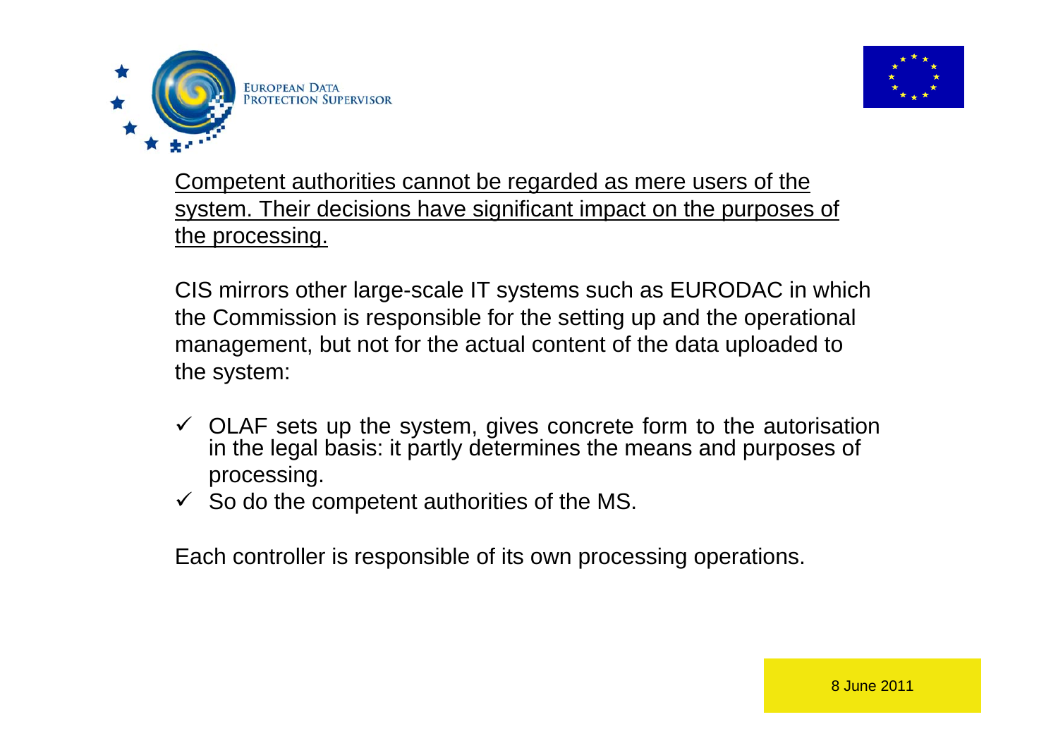<u>Competent authorities cannot be regarded as mere users of the system. Their decisions have significant impact on the purposes of the processing.</u>

CIS mirrors other large-scale IT systems such as EURODAC in which the Commission is responsible for the setting up and the operational management, but not for the actual content of the data uploaded to the system:

- ✓ OLAF sets up the system, gives concrete form to the autorisation in the legal basis: it partly determines the means and purposes of processing.
- ✓ So do the competent authorities of the MS.

Each controller is responsible of its own processing operations.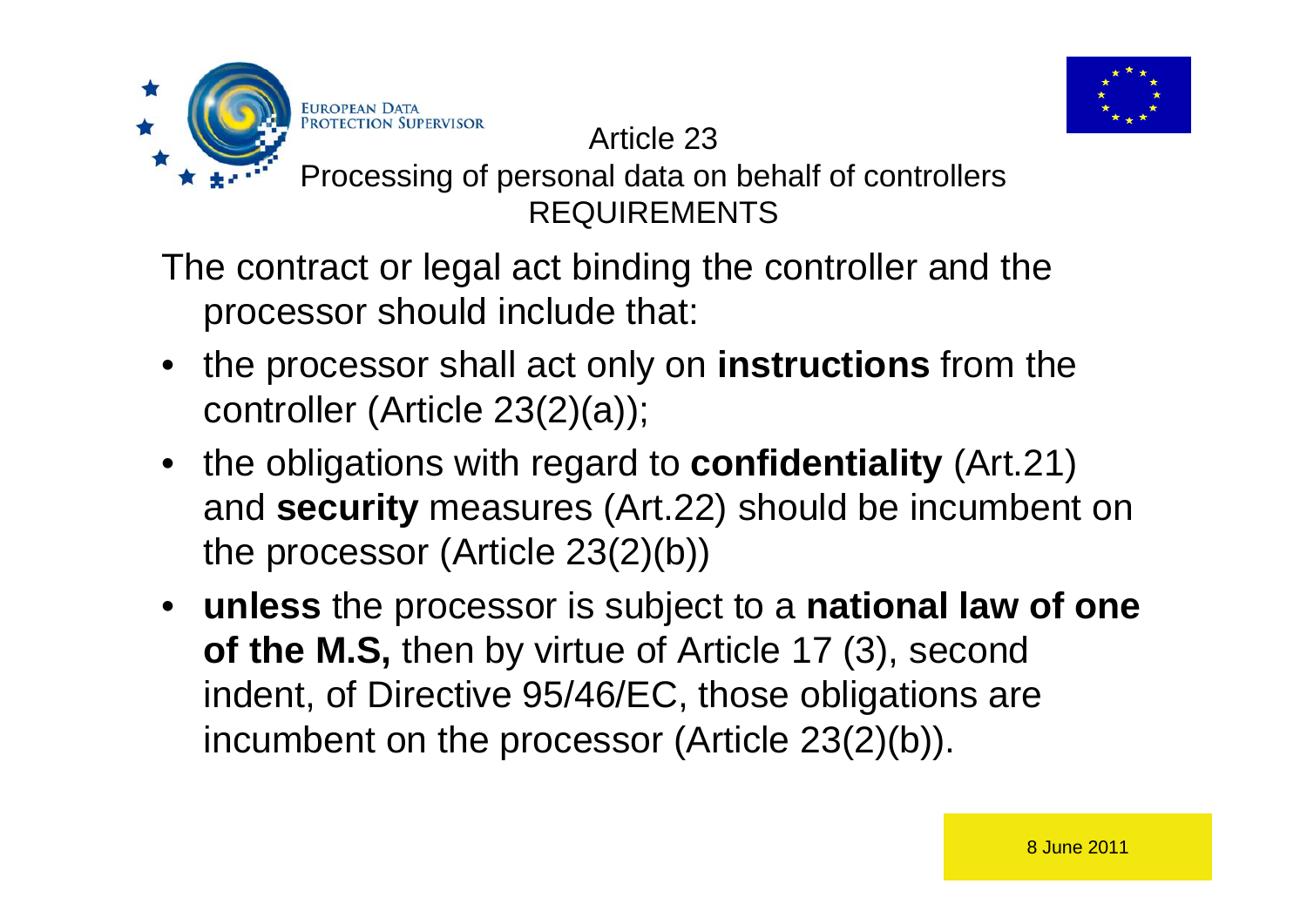## Article 23

### Processing of personal data on behalf of controllers REQUIREMENTS

The contract or legal act binding the controller and the processor should include that:

- the processor shall act only on **instructions** from the controller (Article 23(2)(a));
- the obligations with regard to **confidentiality** (Art.21) and **security** measures (Art.22) should be incumbent on the processor (Article 23(2)(b))
- **unless** the processor is subject to a **national law of one of the M.S,** then by virtue of Article 17 (3), second indent, of Directive 95/46/EC, those obligations are incumbent on the processor (Article 23(2)(b)).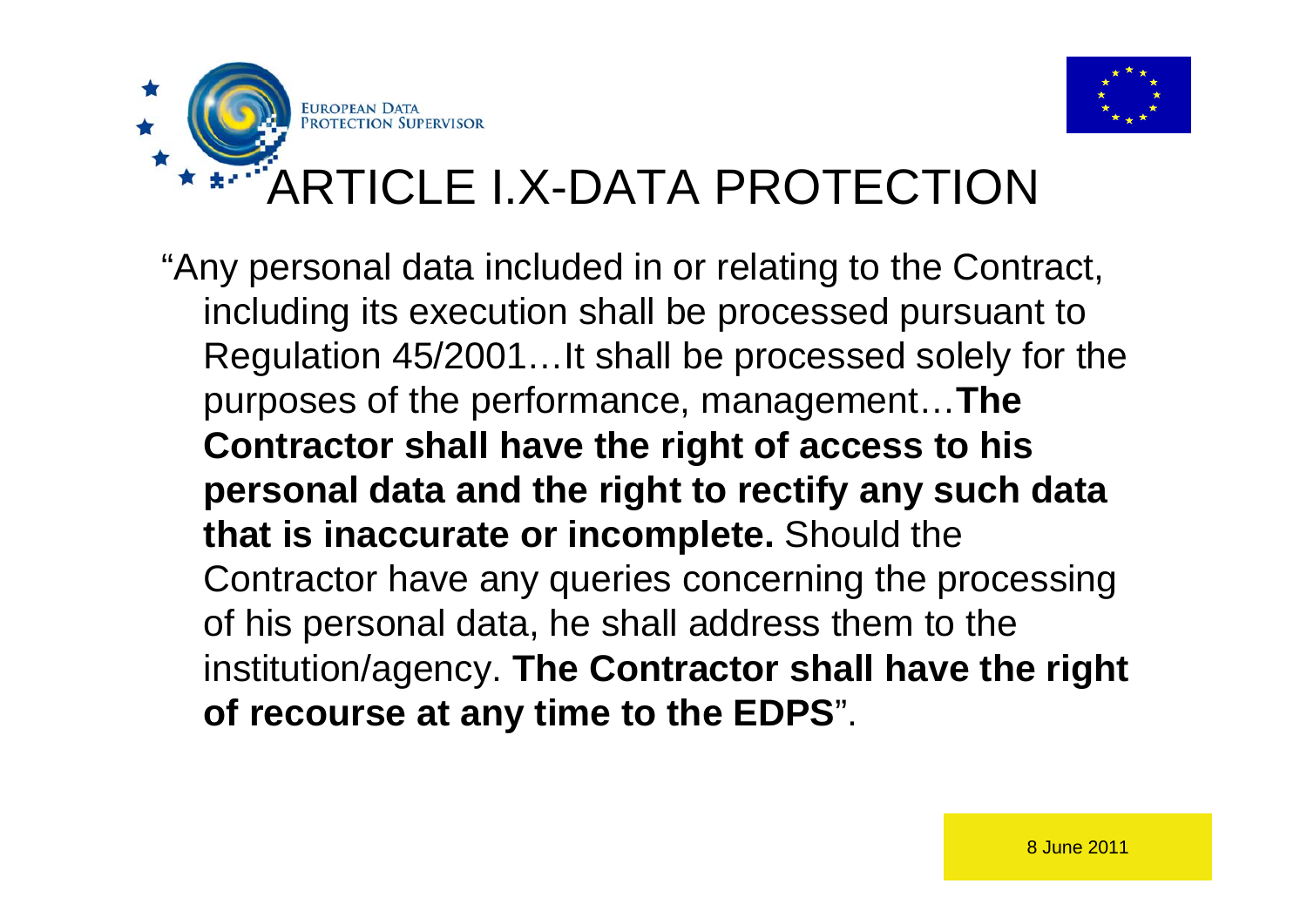# ARTICLE I.X-DATA PROTECTION

"Any personal data included in or relating to the Contract, including its execution shall be processed pursuant to Regulation 45/2001…It shall be processed solely for the purposes of the performance, management…**The Contractor shall have the right of access to his personal data and the right to rectify any such data that is inaccurate or incomplete.** Should the Contractor have any queries concerning the processing of his personal data, he shall address them to the institution/agency. **The Contractor shall have the right of recourse at any time to the EDPS**".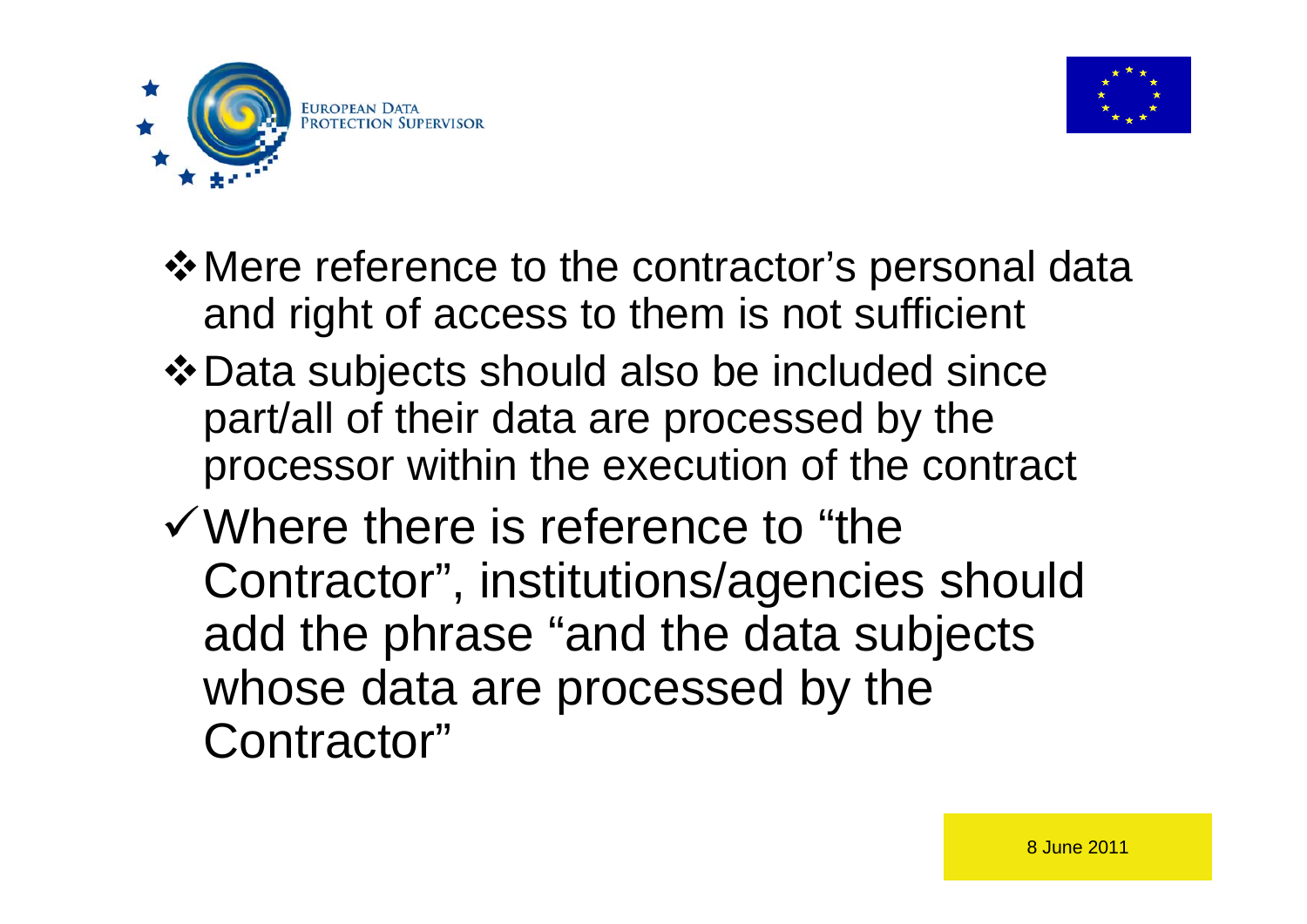- Mere reference to the contractor's personal data and right of access to them is not sufficient
- Data subjects should also be included since part/all of their data are processed by the processor within the execution of the contract

✓ Where there is reference to "the Contractor", institutions/agencies should add the phrase "and the data subjects whose data are processed by the Contractor"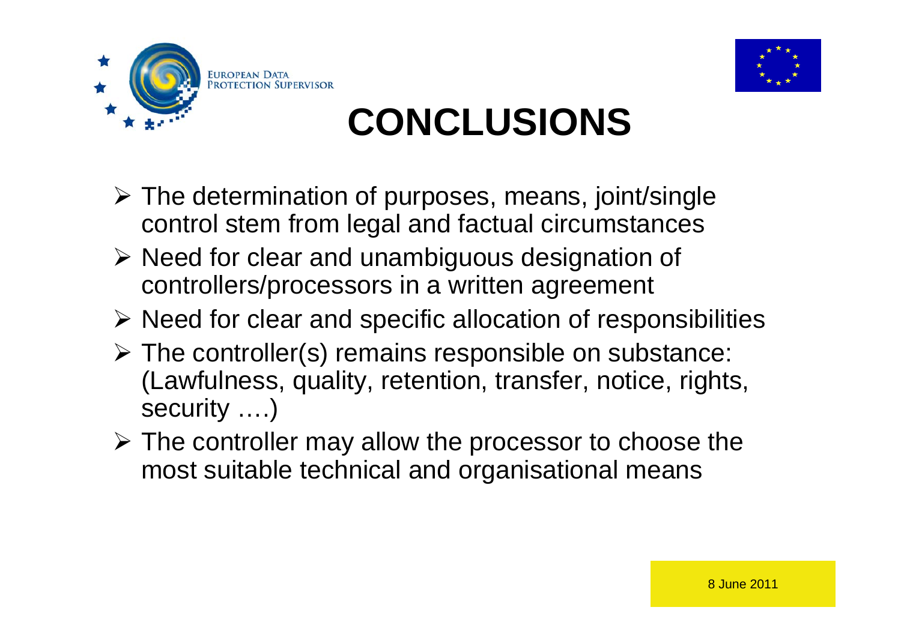# CONCLUSIONS

- The determination of purposes, means, joint/single control stem from legal and factual circumstances
- Need for clear and unambiguous designation of controllers/processors in a written agreement
- Need for clear and specific allocation of responsibilities
- The controller(s) remains responsible on substance: (Lawfulness, quality, retention, transfer, notice, rights, security ….)
- The controller may allow the processor to choose the most suitable technical and organisational means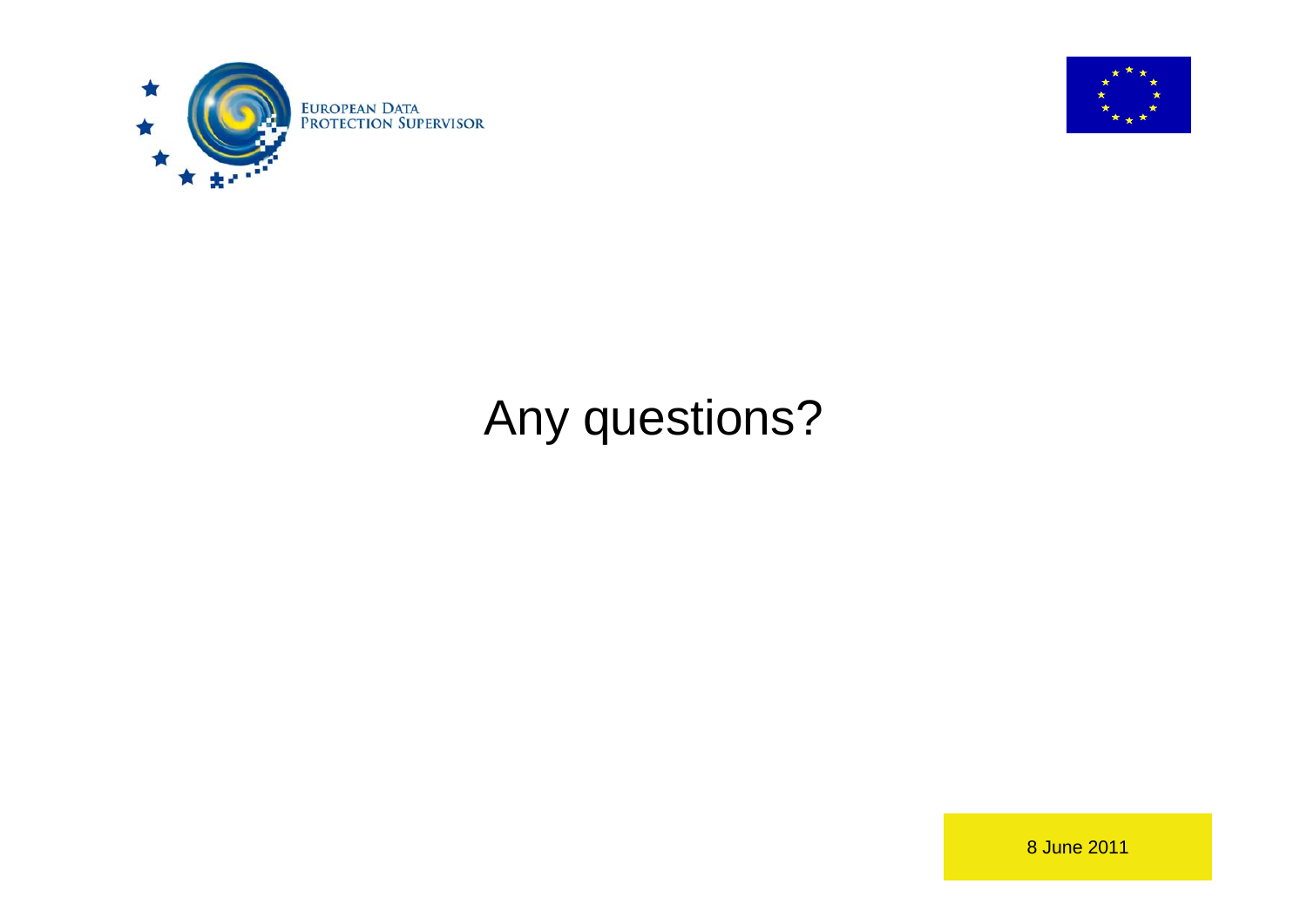EUROPEAN DATA PROTECTION SUPERVISOR

# Any questions?

8 June 2011